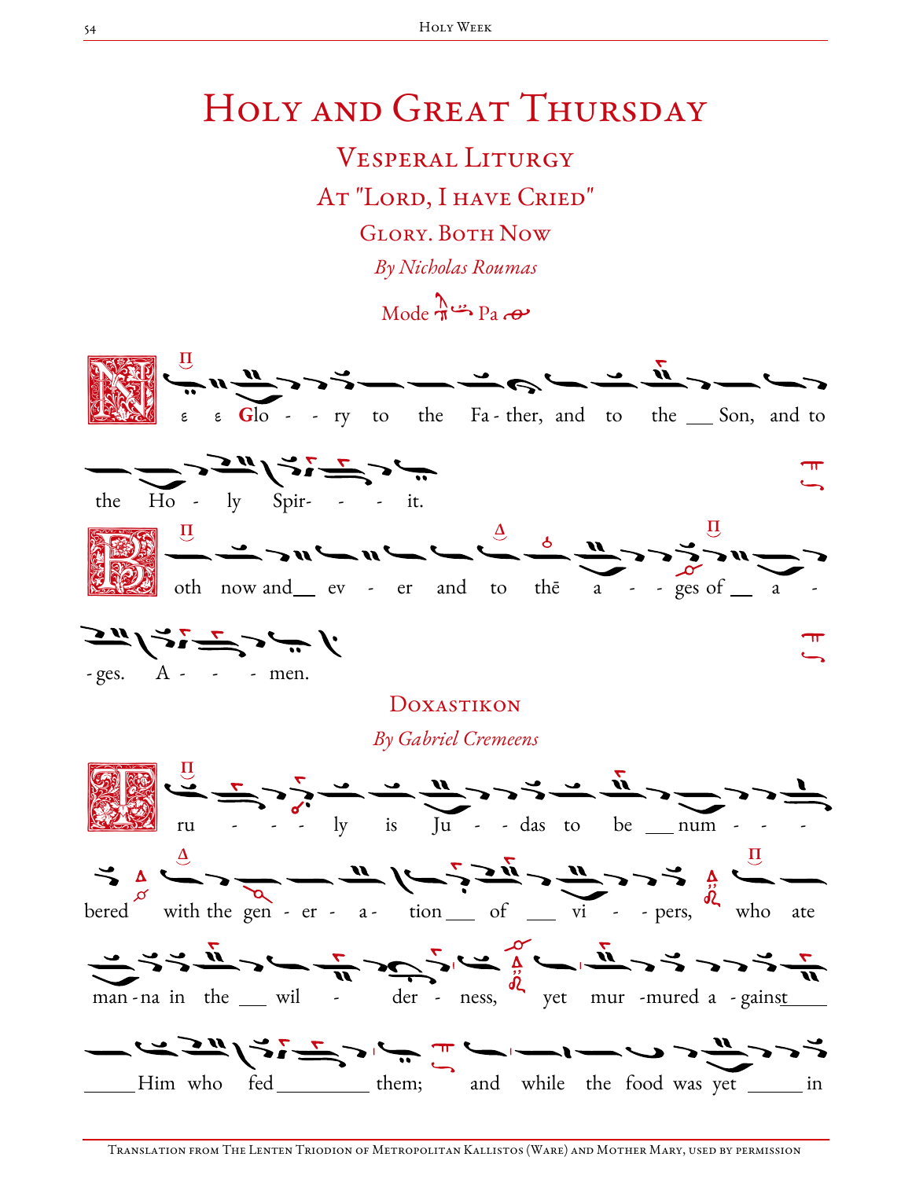# Holy and Great Thursday

## Vesperal Liturgy

## At "Lord, I have Cried"

### Glory. Both Now

*By Nicholas Roumas*

Mode Pa

ε ε Glo - - ry to the Fa - ther, and to the ___ Son, and to the Ho - ly Spir- - - it.

Both now and ___ ev - er and to thē a - - ges of ___ a - - ges. A - - - men.

### Doxastikon

*By Gabriel Cremeens*

Tru - - - ly is Ju - - das to be ___ num - - - bered with the gen - er - a - tion ___ of ___ vi - - pers, who ate man - na in the ___ wil - der - ness, yet mur -mured a - gainst ___ Him who fed ___ them; and while the food was yet ___ in

---

Translation from The Lenten Triodion of Metropolitan Kallistos (Ware) and Mother Mary, used by permission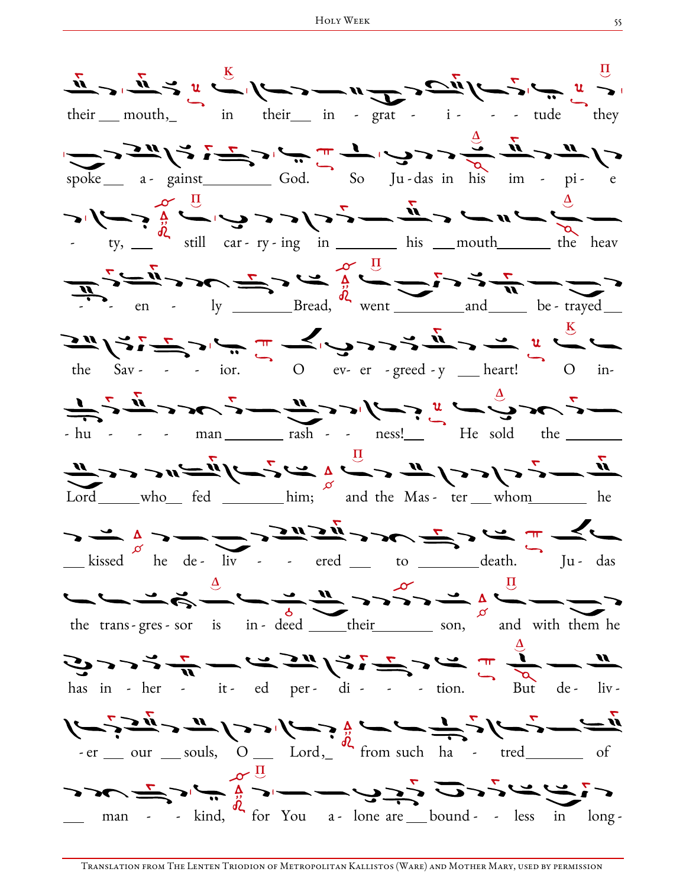their mouth, in their ingratitude they

spoke against God. So Judas in his impiety, still carrying in his mouth the heavenly Bread, went and betrayed the Savior. O ever-greedy heart! O inhuman rashness! He sold the Lord who fed him; and the Master whom he kissed he delivered to death. Judas the transgressor is indeed their son, and with them he has inherited perdition. But deliver our souls, O Lord, from such hatred of mankind, for You alone are boundless in long-

Translation from The Lenten Triodion of Metropolitan Kallistos (Ware) and Mother Mary, used by permission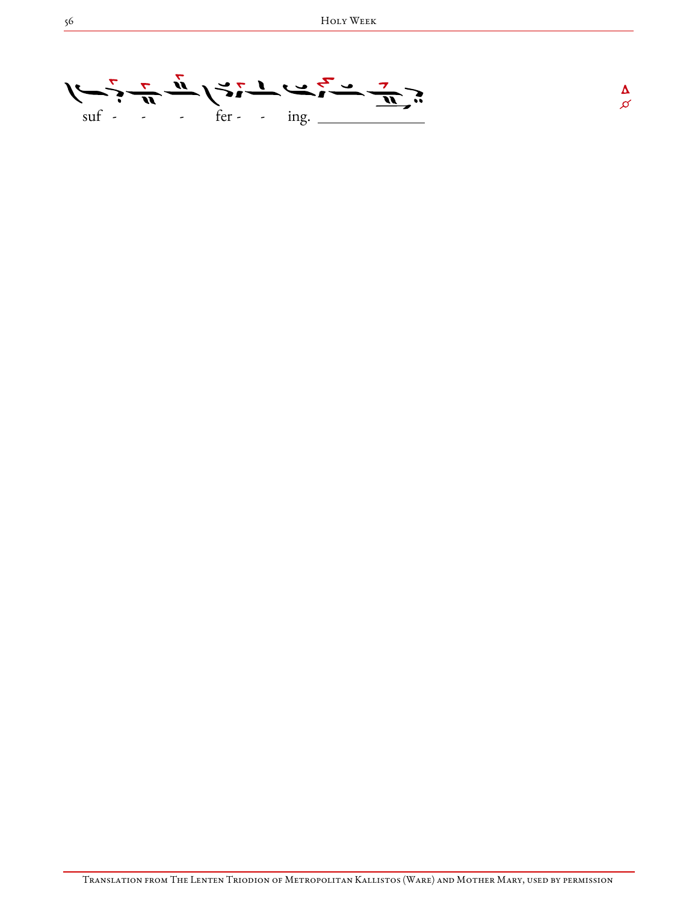suf - - - fer - - ing. ____________